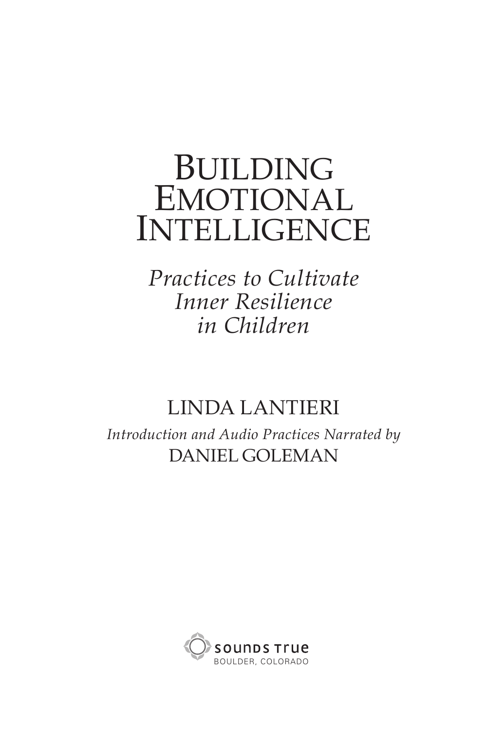# Building Emotional Intelligence

## *Practices to Cultivate Inner Resilience in Children*

LINDA LANTIERI

*Introduction and Audio Practices Narrated by*

DANIEL GOLEMAN

Sounds True

BOULDER, COLORADO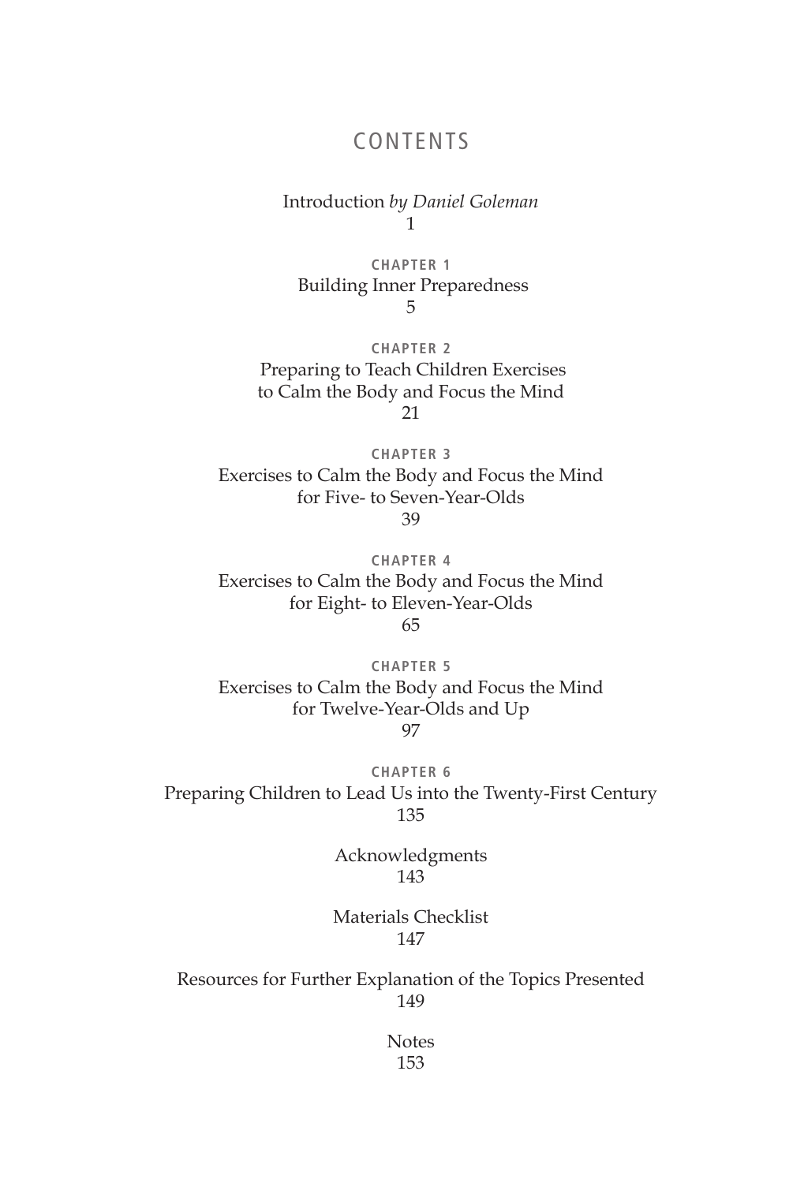# CONTENTS

Introduction *by Daniel Goleman*
1

**CHAPTER 1**
Building Inner Preparedness
5

**CHAPTER 2**
Preparing to Teach Children Exercises to Calm the Body and Focus the Mind
21

**CHAPTER 3**
Exercises to Calm the Body and Focus the Mind for Five- to Seven-Year-Olds
39

**CHAPTER 4**
Exercises to Calm the Body and Focus the Mind for Eight- to Eleven-Year-Olds
65

**CHAPTER 5**
Exercises to Calm the Body and Focus the Mind for Twelve-Year-Olds and Up
97

**CHAPTER 6**
Preparing Children to Lead Us into the Twenty-First Century
135

Acknowledgments
143

Materials Checklist
147

Resources for Further Explanation of the Topics Presented
149

Notes
153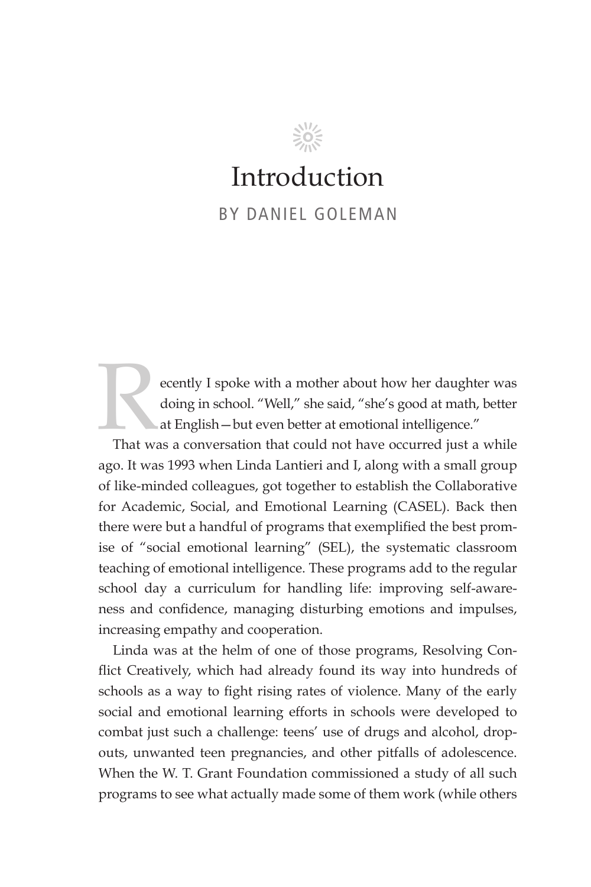# Introduction

## BY DANIEL GOLEMAN

Recently I spoke with a mother about how her daughter was doing in school. "Well," she said, "she's good at math, better at English—but even better at emotional intelligence."

That was a conversation that could not have occurred just a while ago. It was 1993 when Linda Lantieri and I, along with a small group of like-minded colleagues, got together to establish the Collaborative for Academic, Social, and Emotional Learning (CASEL). Back then there were but a handful of programs that exemplified the best promise of "social emotional learning" (SEL), the systematic classroom teaching of emotional intelligence. These programs add to the regular school day a curriculum for handling life: improving self-awareness and confidence, managing disturbing emotions and impulses, increasing empathy and cooperation.

Linda was at the helm of one of those programs, Resolving Conflict Creatively, which had already found its way into hundreds of schools as a way to fight rising rates of violence. Many of the early social and emotional learning efforts in schools were developed to combat just such a challenge: teens' use of drugs and alcohol, dropouts, unwanted teen pregnancies, and other pitfalls of adolescence. When the W. T. Grant Foundation commissioned a study of all such programs to see what actually made some of them work (while others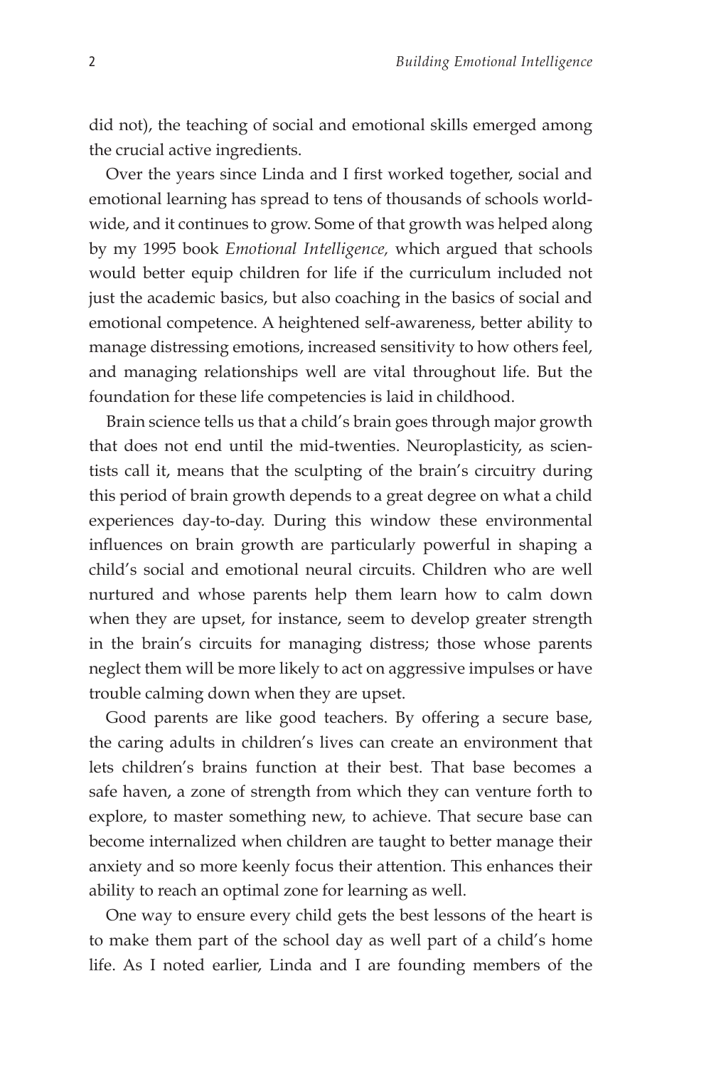did not), the teaching of social and emotional skills emerged among the crucial active ingredients.

Over the years since Linda and I first worked together, social and emotional learning has spread to tens of thousands of schools worldwide, and it continues to grow. Some of that growth was helped along by my 1995 book *Emotional Intelligence,* which argued that schools would better equip children for life if the curriculum included not just the academic basics, but also coaching in the basics of social and emotional competence. A heightened self-awareness, better ability to manage distressing emotions, increased sensitivity to how others feel, and managing relationships well are vital throughout life. But the foundation for these life competencies is laid in childhood.

Brain science tells us that a child's brain goes through major growth that does not end until the mid-twenties. Neuroplasticity, as scientists call it, means that the sculpting of the brain's circuitry during this period of brain growth depends to a great degree on what a child experiences day-to-day. During this window these environmental influences on brain growth are particularly powerful in shaping a child's social and emotional neural circuits. Children who are well nurtured and whose parents help them learn how to calm down when they are upset, for instance, seem to develop greater strength in the brain's circuits for managing distress; those whose parents neglect them will be more likely to act on aggressive impulses or have trouble calming down when they are upset.

Good parents are like good teachers. By offering a secure base, the caring adults in children's lives can create an environment that lets children's brains function at their best. That base becomes a safe haven, a zone of strength from which they can venture forth to explore, to master something new, to achieve. That secure base can become internalized when children are taught to better manage their anxiety and so more keenly focus their attention. This enhances their ability to reach an optimal zone for learning as well.

One way to ensure every child gets the best lessons of the heart is to make them part of the school day as well part of a child's home life. As I noted earlier, Linda and I are founding members of the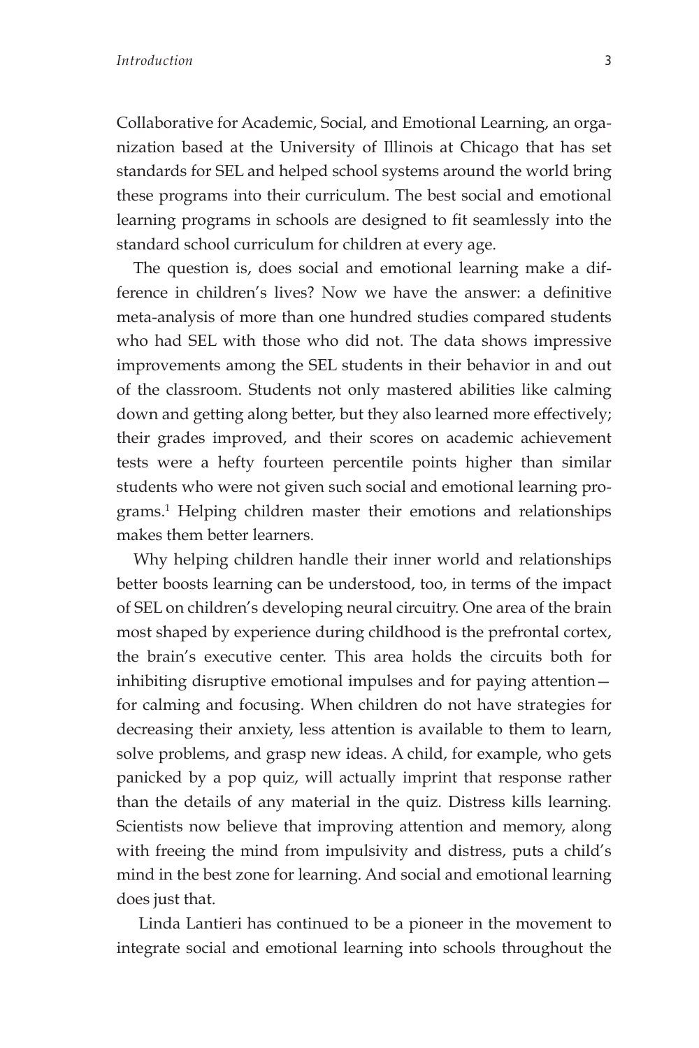Collaborative for Academic, Social, and Emotional Learning, an organization based at the University of Illinois at Chicago that has set standards for SEL and helped school systems around the world bring these programs into their curriculum. The best social and emotional learning programs in schools are designed to fit seamlessly into the standard school curriculum for children at every age.

The question is, does social and emotional learning make a difference in children's lives? Now we have the answer: a definitive meta-analysis of more than one hundred studies compared students who had SEL with those who did not. The data shows impressive improvements among the SEL students in their behavior in and out of the classroom. Students not only mastered abilities like calming down and getting along better, but they also learned more effectively; their grades improved, and their scores on academic achievement tests were a hefty fourteen percentile points higher than similar students who were not given such social and emotional learning programs.[1] Helping children master their emotions and relationships makes them better learners.

Why helping children handle their inner world and relationships better boosts learning can be understood, too, in terms of the impact of SEL on children's developing neural circuitry. One area of the brain most shaped by experience during childhood is the prefrontal cortex, the brain's executive center. This area holds the circuits both for inhibiting disruptive emotional impulses and for paying attention—for calming and focusing. When children do not have strategies for decreasing their anxiety, less attention is available to them to learn, solve problems, and grasp new ideas. A child, for example, who gets panicked by a pop quiz, will actually imprint that response rather than the details of any material in the quiz. Distress kills learning. Scientists now believe that improving attention and memory, along with freeing the mind from impulsivity and distress, puts a child's mind in the best zone for learning. And social and emotional learning does just that.

Linda Lantieri has continued to be a pioneer in the movement to integrate social and emotional learning into schools throughout the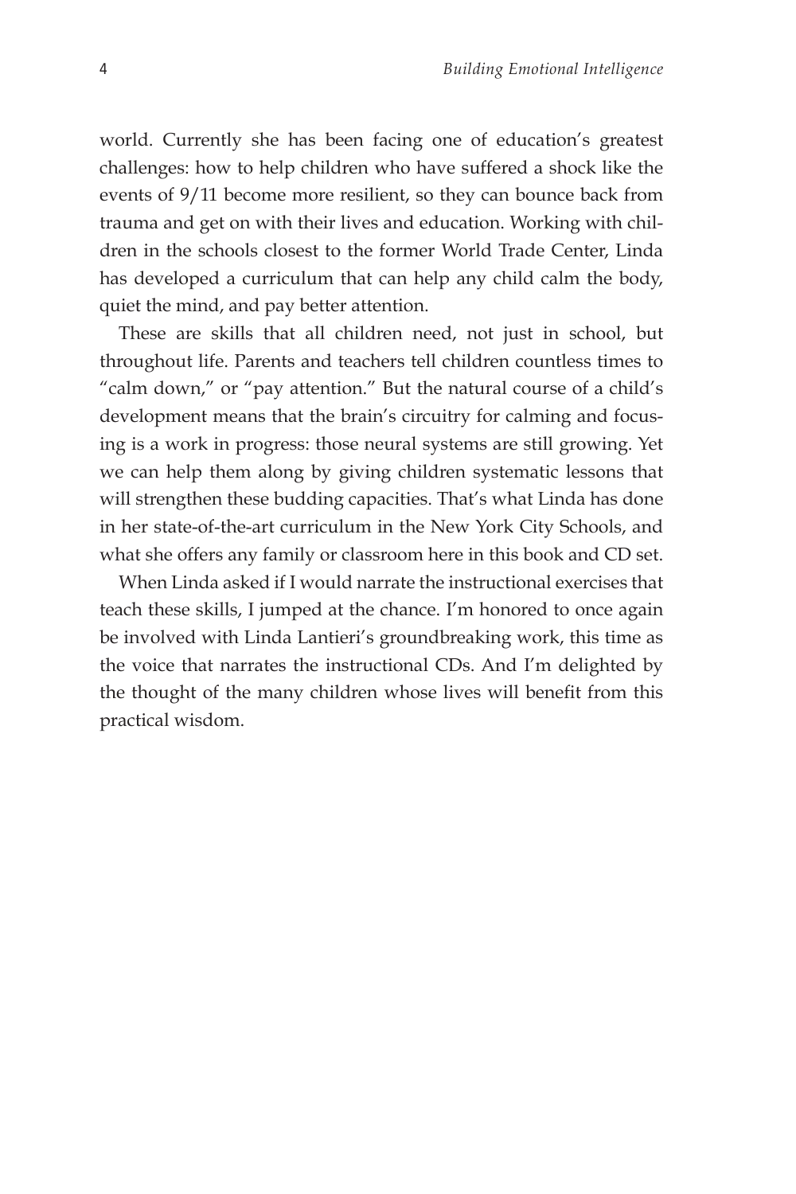world. Currently she has been facing one of education's greatest challenges: how to help children who have suffered a shock like the events of 9/11 become more resilient, so they can bounce back from trauma and get on with their lives and education. Working with children in the schools closest to the former World Trade Center, Linda has developed a curriculum that can help any child calm the body, quiet the mind, and pay better attention.

These are skills that all children need, not just in school, but throughout life. Parents and teachers tell children countless times to "calm down," or "pay attention." But the natural course of a child's development means that the brain's circuitry for calming and focusing is a work in progress: those neural systems are still growing. Yet we can help them along by giving children systematic lessons that will strengthen these budding capacities. That's what Linda has done in her state-of-the-art curriculum in the New York City Schools, and what she offers any family or classroom here in this book and CD set.

When Linda asked if I would narrate the instructional exercises that teach these skills, I jumped at the chance. I'm honored to once again be involved with Linda Lantieri's groundbreaking work, this time as the voice that narrates the instructional CDs. And I'm delighted by the thought of the many children whose lives will benefit from this practical wisdom.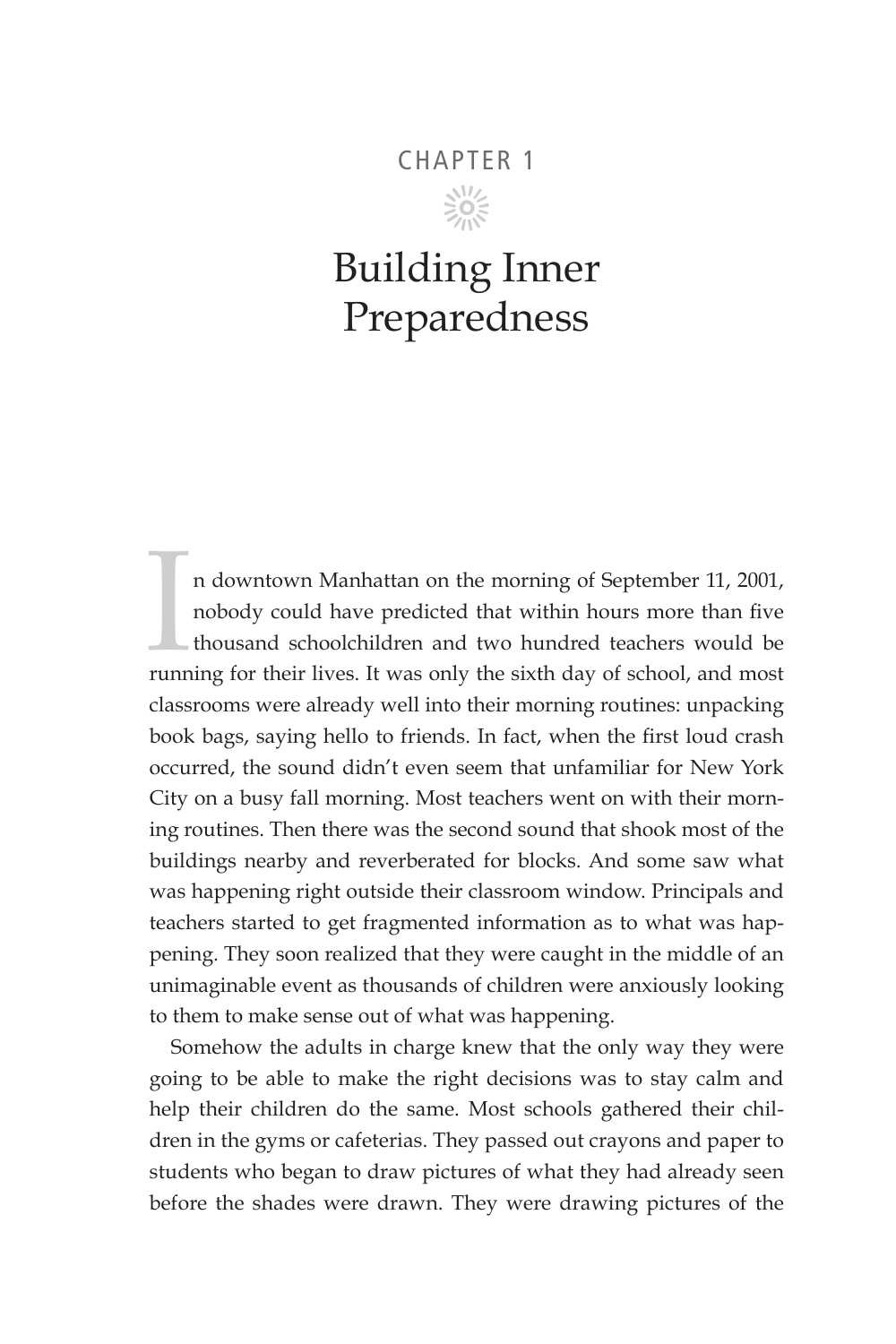CHAPTER 1

# Building Inner Preparedness

In downtown Manhattan on the morning of September 11, 2001, nobody could have predicted that within hours more than five thousand schoolchildren and two hundred teachers would be running for their lives. It was only the sixth day of school, and most classrooms were already well into their morning routines: unpacking book bags, saying hello to friends. In fact, when the first loud crash occurred, the sound didn't even seem that unfamiliar for New York City on a busy fall morning. Most teachers went on with their morning routines. Then there was the second sound that shook most of the buildings nearby and reverberated for blocks. And some saw what was happening right outside their classroom window. Principals and teachers started to get fragmented information as to what was happening. They soon realized that they were caught in the middle of an unimaginable event as thousands of children were anxiously looking to them to make sense out of what was happening.

Somehow the adults in charge knew that the only way they were going to be able to make the right decisions was to stay calm and help their children do the same. Most schools gathered their children in the gyms or cafeterias. They passed out crayons and paper to students who began to draw pictures of what they had already seen before the shades were drawn. They were drawing pictures of the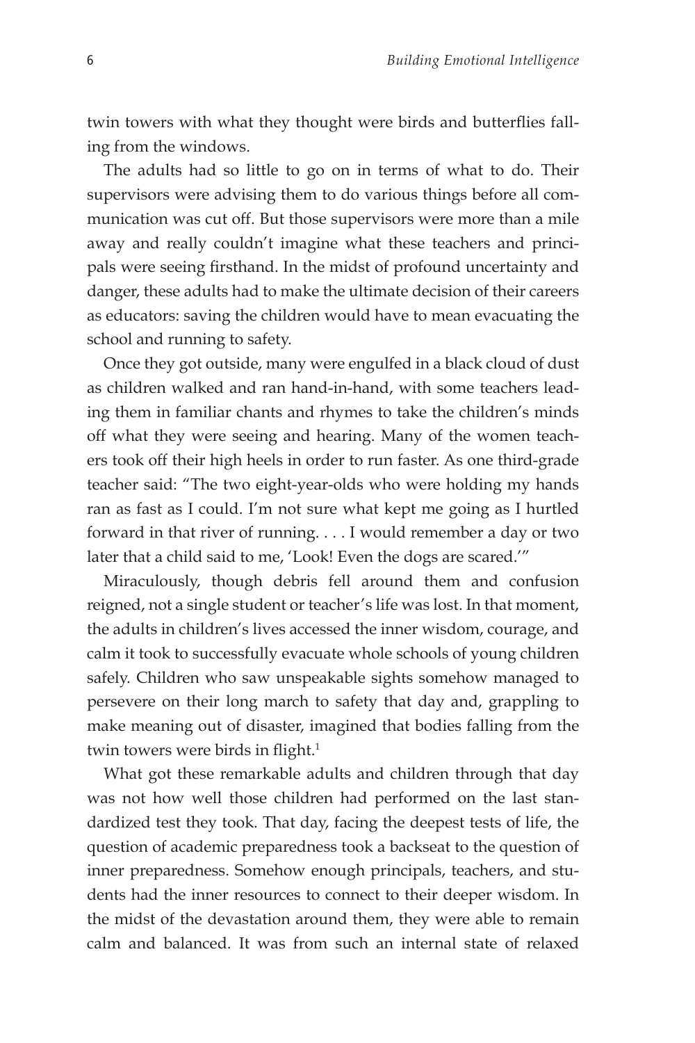twin towers with what they thought were birds and butterflies falling from the windows.

The adults had so little to go on in terms of what to do. Their supervisors were advising them to do various things before all communication was cut off. But those supervisors were more than a mile away and really couldn't imagine what these teachers and principals were seeing firsthand. In the midst of profound uncertainty and danger, these adults had to make the ultimate decision of their careers as educators: saving the children would have to mean evacuating the school and running to safety.

Once they got outside, many were engulfed in a black cloud of dust as children walked and ran hand-in-hand, with some teachers leading them in familiar chants and rhymes to take the children's minds off what they were seeing and hearing. Many of the women teachers took off their high heels in order to run faster. As one third-grade teacher said: "The two eight-year-olds who were holding my hands ran as fast as I could. I'm not sure what kept me going as I hurtled forward in that river of running. . . . I would remember a day or two later that a child said to me, 'Look! Even the dogs are scared.'"

Miraculously, though debris fell around them and confusion reigned, not a single student or teacher's life was lost. In that moment, the adults in children's lives accessed the inner wisdom, courage, and calm it took to successfully evacuate whole schools of young children safely. Children who saw unspeakable sights somehow managed to persevere on their long march to safety that day and, grappling to make meaning out of disaster, imagined that bodies falling from the twin towers were birds in flight.[1]

What got these remarkable adults and children through that day was not how well those children had performed on the last standardized test they took. That day, facing the deepest tests of life, the question of academic preparedness took a backseat to the question of inner preparedness. Somehow enough principals, teachers, and students had the inner resources to connect to their deeper wisdom. In the midst of the devastation around them, they were able to remain calm and balanced. It was from such an internal state of relaxed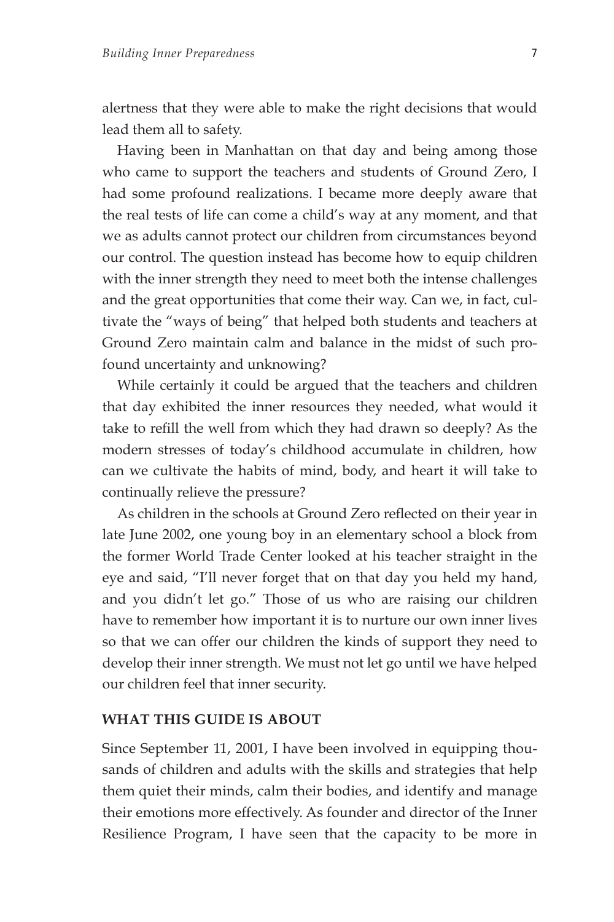alertness that they were able to make the right decisions that would lead them all to safety.

Having been in Manhattan on that day and being among those who came to support the teachers and students of Ground Zero, I had some profound realizations. I became more deeply aware that the real tests of life can come a child's way at any moment, and that we as adults cannot protect our children from circumstances beyond our control. The question instead has become how to equip children with the inner strength they need to meet both the intense challenges and the great opportunities that come their way. Can we, in fact, cultivate the "ways of being" that helped both students and teachers at Ground Zero maintain calm and balance in the midst of such profound uncertainty and unknowing?

While certainly it could be argued that the teachers and children that day exhibited the inner resources they needed, what would it take to refill the well from which they had drawn so deeply? As the modern stresses of today's childhood accumulate in children, how can we cultivate the habits of mind, body, and heart it will take to continually relieve the pressure?

As children in the schools at Ground Zero reflected on their year in late June 2002, one young boy in an elementary school a block from the former World Trade Center looked at his teacher straight in the eye and said, "I'll never forget that on that day you held my hand, and you didn't let go." Those of us who are raising our children have to remember how important it is to nurture our own inner lives so that we can offer our children the kinds of support they need to develop their inner strength. We must not let go until we have helped our children feel that inner security.

## WHAT THIS GUIDE IS ABOUT

Since September 11, 2001, I have been involved in equipping thousands of children and adults with the skills and strategies that help them quiet their minds, calm their bodies, and identify and manage their emotions more effectively. As founder and director of the Inner Resilience Program, I have seen that the capacity to be more in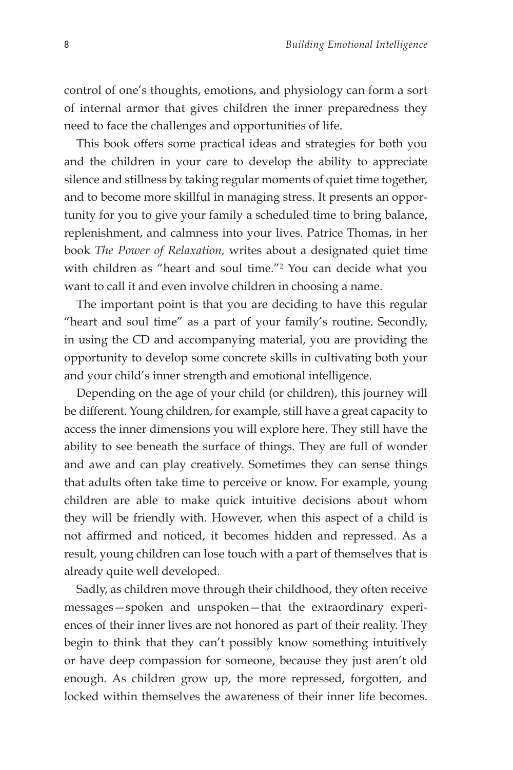control of one's thoughts, emotions, and physiology can form a sort of internal armor that gives children the inner preparedness they need to face the challenges and opportunities of life.

This book offers some practical ideas and strategies for both you and the children in your care to develop the ability to appreciate silence and stillness by taking regular moments of quiet time together, and to become more skillful in managing stress. It presents an opportunity for you to give your family a scheduled time to bring balance, replenishment, and calmness into your lives. Patrice Thomas, in her book *The Power of Relaxation,* writes about a designated quiet time with children as "heart and soul time."[2] You can decide what you want to call it and even involve children in choosing a name.

The important point is that you are deciding to have this regular "heart and soul time" as a part of your family's routine. Secondly, in using the CD and accompanying material, you are providing the opportunity to develop some concrete skills in cultivating both your and your child's inner strength and emotional intelligence.

Depending on the age of your child (or children), this journey will be different. Young children, for example, still have a great capacity to access the inner dimensions you will explore here. They still have the ability to see beneath the surface of things. They are full of wonder and awe and can play creatively. Sometimes they can sense things that adults often take time to perceive or know. For example, young children are able to make quick intuitive decisions about whom they will be friendly with. However, when this aspect of a child is not affirmed and noticed, it becomes hidden and repressed. As a result, young children can lose touch with a part of themselves that is already quite well developed.

Sadly, as children move through their childhood, they often receive messages—spoken and unspoken—that the extraordinary experiences of their inner lives are not honored as part of their reality. They begin to think that they can't possibly know something intuitively or have deep compassion for someone, because they just aren't old enough. As children grow up, the more repressed, forgotten, and locked within themselves the awareness of their inner life becomes.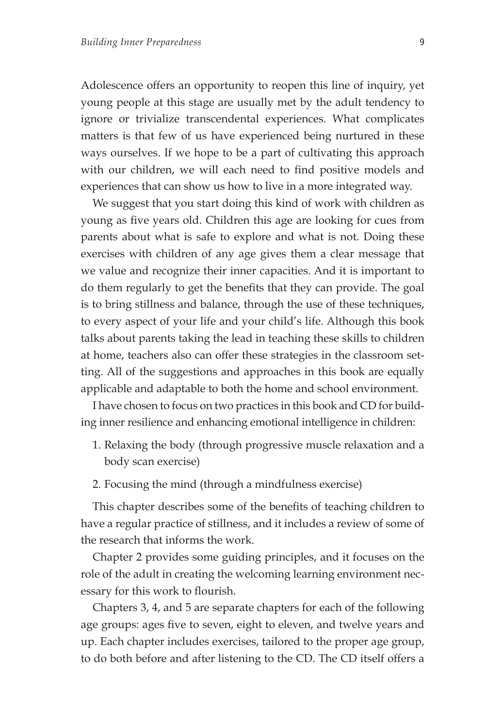Adolescence offers an opportunity to reopen this line of inquiry, yet young people at this stage are usually met by the adult tendency to ignore or trivialize transcendental experiences. What complicates matters is that few of us have experienced being nurtured in these ways ourselves. If we hope to be a part of cultivating this approach with our children, we will each need to find positive models and experiences that can show us how to live in a more integrated way.

We suggest that you start doing this kind of work with children as young as five years old. Children this age are looking for cues from parents about what is safe to explore and what is not. Doing these exercises with children of any age gives them a clear message that we value and recognize their inner capacities. And it is important to do them regularly to get the benefits that they can provide. The goal is to bring stillness and balance, through the use of these techniques, to every aspect of your life and your child's life. Although this book talks about parents taking the lead in teaching these skills to children at home, teachers also can offer these strategies in the classroom setting. All of the suggestions and approaches in this book are equally applicable and adaptable to both the home and school environment.

I have chosen to focus on two practices in this book and CD for building inner resilience and enhancing emotional intelligence in children:

1. Relaxing the body (through progressive muscle relaxation and a body scan exercise)
2. Focusing the mind (through a mindfulness exercise)

This chapter describes some of the benefits of teaching children to have a regular practice of stillness, and it includes a review of some of the research that informs the work.

Chapter 2 provides some guiding principles, and it focuses on the role of the adult in creating the welcoming learning environment necessary for this work to flourish.

Chapters 3, 4, and 5 are separate chapters for each of the following age groups: ages five to seven, eight to eleven, and twelve years and up. Each chapter includes exercises, tailored to the proper age group, to do both before and after listening to the CD. The CD itself offers a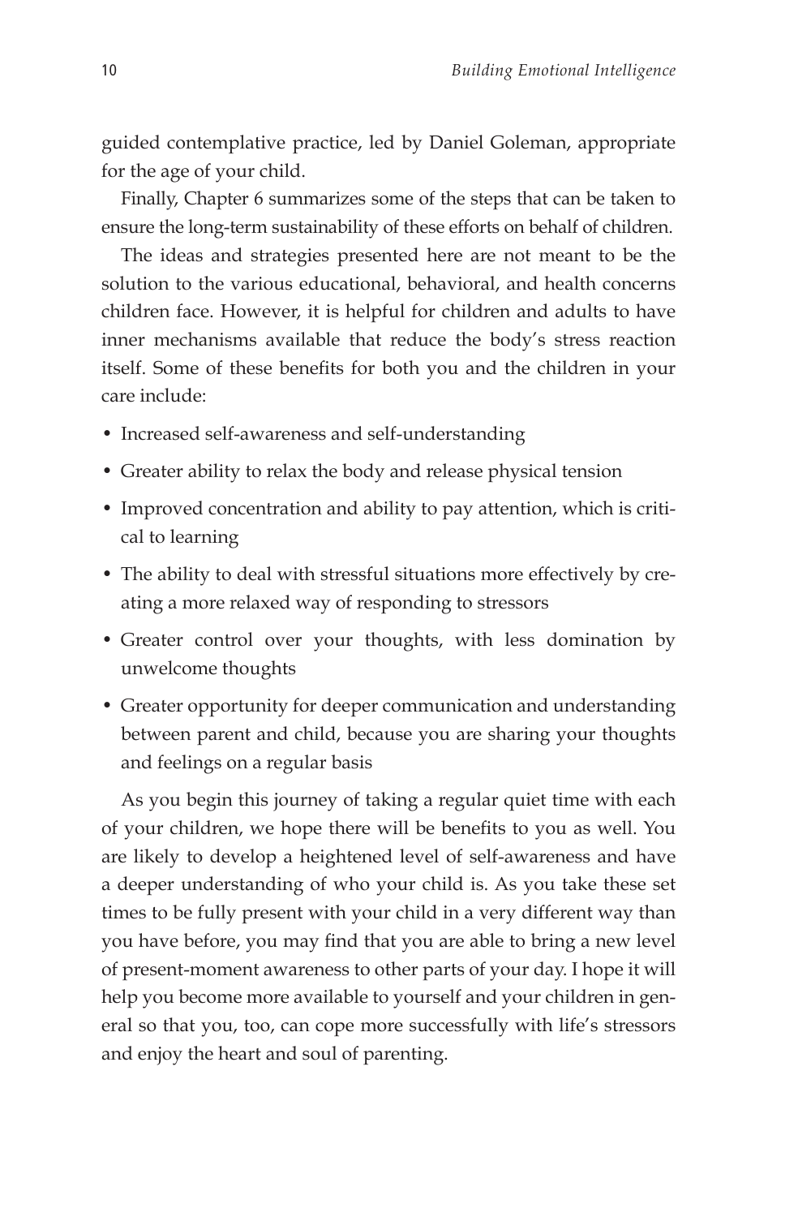guided contemplative practice, led by Daniel Goleman, appropriate for the age of your child.

Finally, Chapter 6 summarizes some of the steps that can be taken to ensure the long-term sustainability of these efforts on behalf of children.

The ideas and strategies presented here are not meant to be the solution to the various educational, behavioral, and health concerns children face. However, it is helpful for children and adults to have inner mechanisms available that reduce the body's stress reaction itself. Some of these benefits for both you and the children in your care include:

- Increased self-awareness and self-understanding
- Greater ability to relax the body and release physical tension
- Improved concentration and ability to pay attention, which is critical to learning
- The ability to deal with stressful situations more effectively by creating a more relaxed way of responding to stressors
- Greater control over your thoughts, with less domination by unwelcome thoughts
- Greater opportunity for deeper communication and understanding between parent and child, because you are sharing your thoughts and feelings on a regular basis

As you begin this journey of taking a regular quiet time with each of your children, we hope there will be benefits to you as well. You are likely to develop a heightened level of self-awareness and have a deeper understanding of who your child is. As you take these set times to be fully present with your child in a very different way than you have before, you may find that you are able to bring a new level of present-moment awareness to other parts of your day. I hope it will help you become more available to yourself and your children in general so that you, too, can cope more successfully with life's stressors and enjoy the heart and soul of parenting.